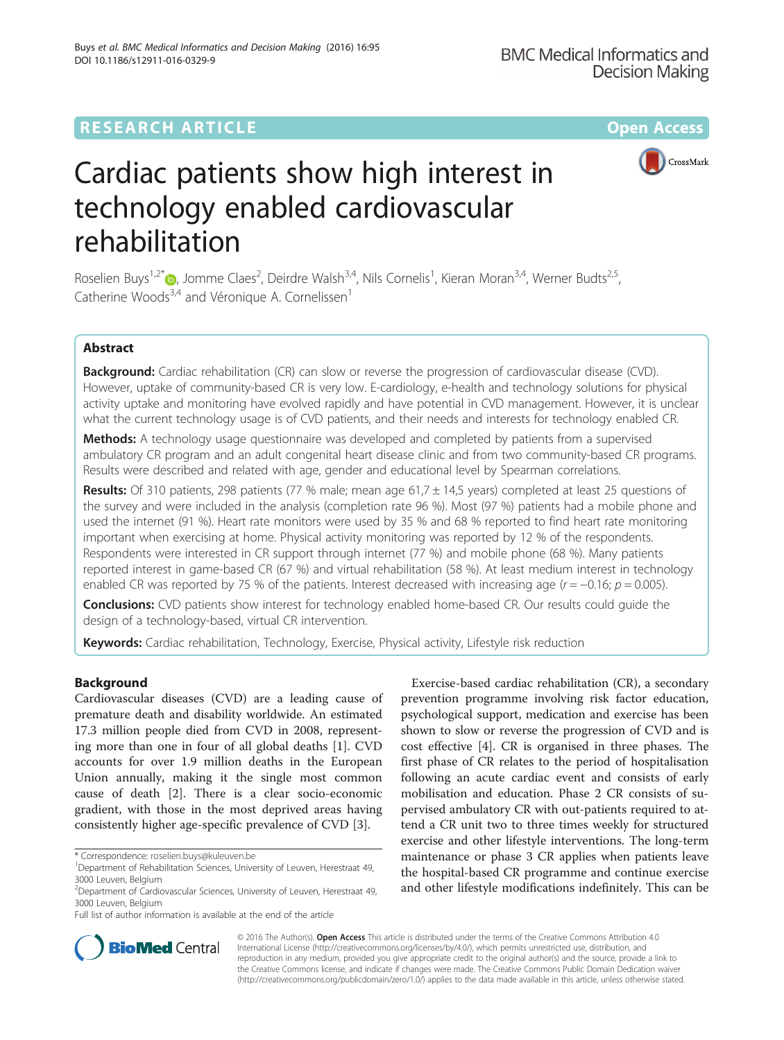RESEARCH ARTICLE

Open Access

# Cardiac patients show high interest in technology enabled cardiovascular rehabilitation

Roselien Buys[1,2*], Jomme Claes[2], Deirdre Walsh[3,4], Nils Cornelis[1], Kieran Moran[3,4], Werner Budts[2,5], Catherine Woods[3,4] and Véronique A. Cornelissen[1]

## Abstract

**Background:** Cardiac rehabilitation (CR) can slow or reverse the progression of cardiovascular disease (CVD). However, uptake of community-based CR is very low. E-cardiology, e-health and technology solutions for physical activity uptake and monitoring have evolved rapidly and have potential in CVD management. However, it is unclear what the current technology usage is of CVD patients, and their needs and interests for technology enabled CR.

**Methods:** A technology usage questionnaire was developed and completed by patients from a supervised ambulatory CR program and an adult congenital heart disease clinic and from two community-based CR programs. Results were described and related with age, gender and educational level by Spearman correlations.

**Results:** Of 310 patients, 298 patients (77 % male; mean age 61,7 ± 14,5 years) completed at least 25 questions of the survey and were included in the analysis (completion rate 96 %). Most (97 %) patients had a mobile phone and used the internet (91 %). Heart rate monitors were used by 35 % and 68 % reported to find heart rate monitoring important when exercising at home. Physical activity monitoring was reported by 12 % of the respondents. Respondents were interested in CR support through internet (77 %) and mobile phone (68 %). Many patients reported interest in game-based CR (67 %) and virtual rehabilitation (58 %). At least medium interest in technology enabled CR was reported by 75 % of the patients. Interest decreased with increasing age ($r = -0.16$; $p = 0.005$).

**Conclusions:** CVD patients show interest for technology enabled home-based CR. Our results could guide the design of a technology-based, virtual CR intervention.

**Keywords:** Cardiac rehabilitation, Technology, Exercise, Physical activity, Lifestyle risk reduction

## Background

Cardiovascular diseases (CVD) are a leading cause of premature death and disability worldwide. An estimated 17.3 million people died from CVD in 2008, representing more than one in four of all global deaths [1]. CVD accounts for over 1.9 million deaths in the European Union annually, making it the single most common cause of death [2]. There is a clear socio-economic gradient, with those in the most deprived areas having consistently higher age-specific prevalence of CVD [3].

Exercise-based cardiac rehabilitation (CR), a secondary prevention programme involving risk factor education, psychological support, medication and exercise has been shown to slow or reverse the progression of CVD and is cost effective [4]. CR is organised in three phases. The first phase of CR relates to the period of hospitalisation following an acute cardiac event and consists of early mobilisation and education. Phase 2 CR consists of supervised ambulatory CR with out-patients required to attend a CR unit two to three times weekly for structured exercise and other lifestyle interventions. The long-term maintenance or phase 3 CR applies when patients leave the hospital-based CR programme and continue exercise and other lifestyle modifications indefinitely. This can be

\* Correspondence: roselien.buys@kuleuven.be
[1]Department of Rehabilitation Sciences, University of Leuven, Herestraat 49, 3000 Leuven, Belgium
[2]Department of Cardiovascular Sciences, University of Leuven, Herestraat 49, 3000 Leuven, Belgium
Full list of author information is available at the end of the article

© 2016 The Author(s). **Open Access** This article is distributed under the terms of the Creative Commons Attribution 4.0 International License (http://creativecommons.org/licenses/by/4.0/), which permits unrestricted use, distribution, and reproduction in any medium, provided you give appropriate credit to the original author(s) and the source, provide a link to the Creative Commons license, and indicate if changes were made. The Creative Commons Public Domain Dedication waiver (http://creativecommons.org/publicdomain/zero/1.0/) applies to the data made available in this article, unless otherwise stated.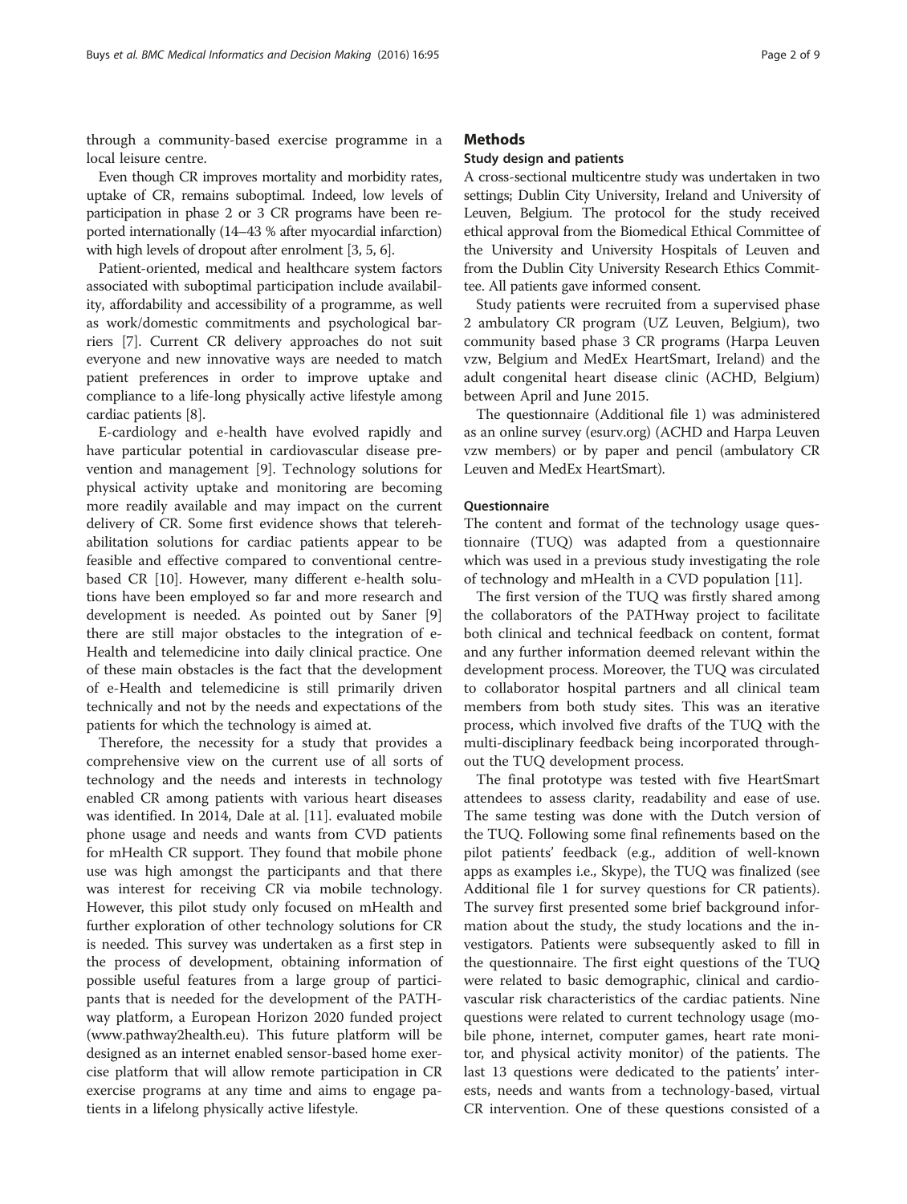through a community-based exercise programme in a local leisure centre.

Even though CR improves mortality and morbidity rates, uptake of CR, remains suboptimal. Indeed, low levels of participation in phase 2 or 3 CR programs have been reported internationally (14–43 % after myocardial infarction) with high levels of dropout after enrolment [3, 5, 6].

Patient-oriented, medical and healthcare system factors associated with suboptimal participation include availability, affordability and accessibility of a programme, as well as work/domestic commitments and psychological barriers [7]. Current CR delivery approaches do not suit everyone and new innovative ways are needed to match patient preferences in order to improve uptake and compliance to a life-long physically active lifestyle among cardiac patients [8].

E-cardiology and e-health have evolved rapidly and have particular potential in cardiovascular disease prevention and management [9]. Technology solutions for physical activity uptake and monitoring are becoming more readily available and may impact on the current delivery of CR. Some first evidence shows that telerehabilitation solutions for cardiac patients appear to be feasible and effective compared to conventional centre-based CR [10]. However, many different e-health solutions have been employed so far and more research and development is needed. As pointed out by Saner [9] there are still major obstacles to the integration of e-Health and telemedicine into daily clinical practice. One of these main obstacles is the fact that the development of e-Health and telemedicine is still primarily driven technically and not by the needs and expectations of the patients for which the technology is aimed at.

Therefore, the necessity for a study that provides a comprehensive view on the current use of all sorts of technology and the needs and interests in technology enabled CR among patients with various heart diseases was identified. In 2014, Dale at al. [11]. evaluated mobile phone usage and needs and wants from CVD patients for mHealth CR support. They found that mobile phone use was high amongst the participants and that there was interest for receiving CR via mobile technology. However, this pilot study only focused on mHealth and further exploration of other technology solutions for CR is needed. This survey was undertaken as a first step in the process of development, obtaining information of possible useful features from a large group of participants that is needed for the development of the PATHway platform, a European Horizon 2020 funded project (www.pathway2health.eu). This future platform will be designed as an internet enabled sensor-based home exercise platform that will allow remote participation in CR exercise programs at any time and aims to engage patients in a lifelong physically active lifestyle.

## Methods

### Study design and patients

A cross-sectional multicentre study was undertaken in two settings; Dublin City University, Ireland and University of Leuven, Belgium. The protocol for the study received ethical approval from the Biomedical Ethical Committee of the University and University Hospitals of Leuven and from the Dublin City University Research Ethics Committee. All patients gave informed consent.

Study patients were recruited from a supervised phase 2 ambulatory CR program (UZ Leuven, Belgium), two community based phase 3 CR programs (Harpa Leuven vzw, Belgium and MedEx HeartSmart, Ireland) and the adult congenital heart disease clinic (ACHD, Belgium) between April and June 2015.

The questionnaire (Additional file 1) was administered as an online survey (esurv.org) (ACHD and Harpa Leuven vzw members) or by paper and pencil (ambulatory CR Leuven and MedEx HeartSmart).

### Questionnaire

The content and format of the technology usage questionnaire (TUQ) was adapted from a questionnaire which was used in a previous study investigating the role of technology and mHealth in a CVD population [11].

The first version of the TUQ was firstly shared among the collaborators of the PATHway project to facilitate both clinical and technical feedback on content, format and any further information deemed relevant within the development process. Moreover, the TUQ was circulated to collaborator hospital partners and all clinical team members from both study sites. This was an iterative process, which involved five drafts of the TUQ with the multi-disciplinary feedback being incorporated throughout the TUQ development process.

The final prototype was tested with five HeartSmart attendees to assess clarity, readability and ease of use. The same testing was done with the Dutch version of the TUQ. Following some final refinements based on the pilot patients' feedback (e.g., addition of well-known apps as examples i.e., Skype), the TUQ was finalized (see Additional file 1 for survey questions for CR patients). The survey first presented some brief background information about the study, the study locations and the investigators. Patients were subsequently asked to fill in the questionnaire. The first eight questions of the TUQ were related to basic demographic, clinical and cardiovascular risk characteristics of the cardiac patients. Nine questions were related to current technology usage (mobile phone, internet, computer games, heart rate monitor, and physical activity monitor) of the patients. The last 13 questions were dedicated to the patients' interests, needs and wants from a technology-based, virtual CR intervention. One of these questions consisted of a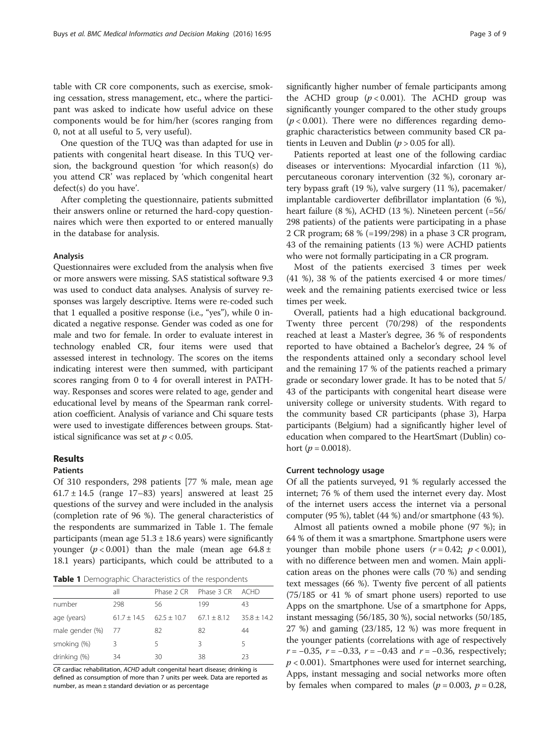table with CR core components, such as exercise, smoking cessation, stress management, etc., where the participant was asked to indicate how useful advice on these components would be for him/her (scores ranging from 0, not at all useful to 5, very useful).

One question of the TUQ was than adapted for use in patients with congenital heart disease. In this TUQ version, the background question 'for which reason(s) do you attend CR' was replaced by 'which congenital heart defect(s) do you have'.

After completing the questionnaire, patients submitted their answers online or returned the hard-copy questionnaires which were then exported to or entered manually in the database for analysis.

### Analysis

Questionnaires were excluded from the analysis when five or more answers were missing. SAS statistical software 9.3 was used to conduct data analyses. Analysis of survey responses was largely descriptive. Items were re-coded such that 1 equalled a positive response (i.e., "yes"), while 0 indicated a negative response. Gender was coded as one for male and two for female. In order to evaluate interest in technology enabled CR, four items were used that assessed interest in technology. The scores on the items indicating interest were then summed, with participant scores ranging from 0 to 4 for overall interest in PATHway. Responses and scores were related to age, gender and educational level by means of the Spearman rank correlation coefficient. Analysis of variance and Chi square tests were used to investigate differences between groups. Statistical significance was set at $p < 0.05$.

## Results

### Patients

Of 310 responders, 298 patients [77 % male, mean age $61.7 \pm 14.5$ (range 17–83) years] answered at least 25 questions of the survey and were included in the analysis (completion rate of 96 %). The general characteristics of the respondents are summarized in Table 1. The female participants (mean age $51.3 \pm 18.6$ years) were significantly younger ($p < 0.001$) than the male (mean age $64.8 \pm 18.1$ years) participants, which could be attributed to a significantly higher number of female participants among the ACHD group ($p < 0.001$). The ACHD group was significantly younger compared to the other study groups ($p < 0.001$). There were no differences regarding demographic characteristics between community based CR patients in Leuven and Dublin ($p > 0.05$ for all).

**Table 1** Demographic Characteristics of the respondents

| | all | Phase 2 CR | Phase 3 CR | ACHD |
|---|---|---|---|---|
| number | 298 | 56 | 199 | 43 |
| age (years) | $61.7 \pm 14.5$ | $62.5 \pm 10.7$ | $67.1 \pm 8.12$ | $35.8 \pm 14.2$ |
| male gender (%) | 77 | 82 | 82 | 44 |
| smoking (%) | 3 | 5 | 3 | 5 |
| drinking (%) | 34 | 30 | 38 | 23 |

*CR* cardiac rehabilitation, *ACHD* adult congenital heart disease; drinking is defined as consumption of more than 7 units per week. Data are reported as number, as mean ± standard deviation or as percentage

Patients reported at least one of the following cardiac diseases or interventions: Myocardial infarction (11 %), percutaneous coronary intervention (32 %), coronary artery bypass graft (19 %), valve surgery (11 %), pacemaker/implantable cardioverter defibrillator implantation (6 %), heart failure (8 %), ACHD (13 %). Nineteen percent (=56/298 patients) of the patients were participating in a phase 2 CR program; 68 % (=199/298) in a phase 3 CR program, 43 of the remaining patients (13 %) were ACHD patients who were not formally participating in a CR program.

Most of the patients exercised 3 times per week (41 %), 38 % of the patients exercised 4 or more times/week and the remaining patients exercised twice or less times per week.

Overall, patients had a high educational background. Twenty three percent (70/298) of the respondents reached at least a Master's degree, 36 % of respondents reported to have obtained a Bachelor's degree, 24 % of the respondents attained only a secondary school level and the remaining 17 % of the patients reached a primary grade or secondary lower grade. It has to be noted that 5/43 of the participants with congenital heart disease were university college or university students. With regard to the community based CR participants (phase 3), Harpa participants (Belgium) had a significantly higher level of education when compared to the HeartSmart (Dublin) cohort ($p = 0.0018$).

### Current technology usage

Of all the patients surveyed, 91 % regularly accessed the internet; 76 % of them used the internet every day. Most of the internet users access the internet via a personal computer (95 %), tablet (44 %) and/or smartphone (43 %).

Almost all patients owned a mobile phone (97 %); in 64 % of them it was a smartphone. Smartphone users were younger than mobile phone users ($r = 0.42$; $p < 0.001$), with no difference between men and women. Main application areas on the phones were calls (70 %) and sending text messages (66 %). Twenty five percent of all patients (75/185 or 41 % of smart phone users) reported to use Apps on the smartphone. Use of a smartphone for Apps, instant messaging (56/185, 30 %), social networks (50/185, 27 %) and gaming (23/185, 12 %) was more frequent in the younger patients (correlations with age of respectively $r = -0.35$, $r = -0.33$, $r = -0.43$ and $r = -0.36$, respectively; $p < 0.001$). Smartphones were used for internet searching, Apps, instant messaging and social networks more often by females when compared to males ($p = 0.003$, $p = 0.28$,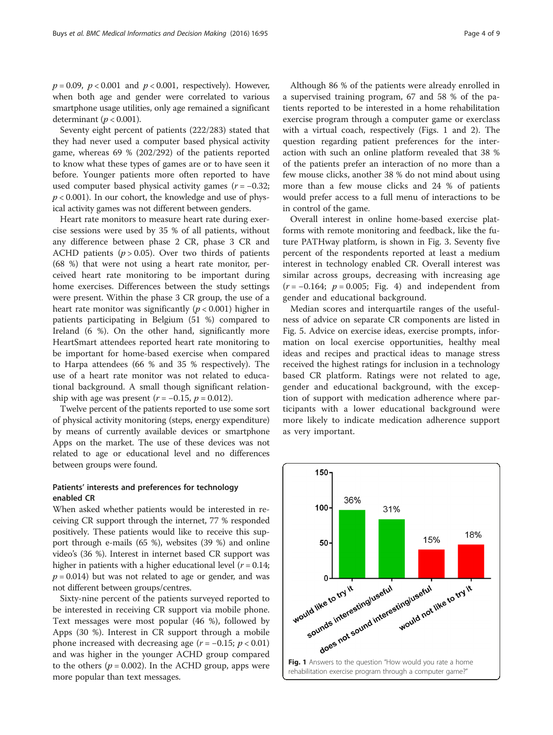$p = 0.09$, $p < 0.001$ and $p < 0.001$, respectively). However, when both age and gender were correlated to various smartphone usage utilities, only age remained a significant determinant ($p < 0.001$).

Seventy eight percent of patients (222/283) stated that they had never used a computer based physical activity game, whereas 69 % (202/292) of the patients reported to know what these types of games are or to have seen it before. Younger patients more often reported to have used computer based physical activity games ($r = -0.32$; $p < 0.001$). In our cohort, the knowledge and use of physical activity games was not different between genders.

Heart rate monitors to measure heart rate during exercise sessions were used by 35 % of all patients, without any difference between phase 2 CR, phase 3 CR and ACHD patients ($p > 0.05$). Over two thirds of patients (68 %) that were not using a heart rate monitor, perceived heart rate monitoring to be important during home exercises. Differences between the study settings were present. Within the phase 3 CR group, the use of a heart rate monitor was significantly ($p < 0.001$) higher in patients participating in Belgium (51 %) compared to Ireland (6 %). On the other hand, significantly more HeartSmart attendees reported heart rate monitoring to be important for home-based exercise when compared to Harpa attendees (66 % and 35 % respectively). The use of a heart rate monitor was not related to educational background. A small though significant relationship with age was present ($r = -0.15$, $p = 0.012$).

Twelve percent of the patients reported to use some sort of physical activity monitoring (steps, energy expenditure) by means of currently available devices or smartphone Apps on the market. The use of these devices was not related to age or educational level and no differences between groups were found.

### Patients' interests and preferences for technology enabled CR

When asked whether patients would be interested in receiving CR support through the internet, 77 % responded positively. These patients would like to receive this support through e-mails (65 %), websites (39 %) and online video's (36 %). Interest in internet based CR support was higher in patients with a higher educational level ($r = 0.14$; $p = 0.014$) but was not related to age or gender, and was not different between groups/centres.

Sixty-nine percent of the patients surveyed reported to be interested in receiving CR support via mobile phone. Text messages were most popular (46 %), followed by Apps (30 %). Interest in CR support through a mobile phone increased with decreasing age ($r = -0.15$; $p < 0.01$) and was higher in the younger ACHD group compared to the others ($p = 0.002$). In the ACHD group, apps were more popular than text messages.

Although 86 % of the patients were already enrolled in a supervised training program, 67 and 58 % of the patients reported to be interested in a home rehabilitation exercise program through a computer game or exerclass with a virtual coach, respectively (Figs. 1 and 2). The question regarding patient preferences for the interaction with such an online platform revealed that 38 % of the patients prefer an interaction of no more than a few mouse clicks, another 38 % do not mind about using more than a few mouse clicks and 24 % of patients would prefer access to a full menu of interactions to be in control of the game.

Overall interest in online home-based exercise platforms with remote monitoring and feedback, like the future PATHway platform, is shown in Fig. 3. Seventy five percent of the respondents reported at least a medium interest in technology enabled CR. Overall interest was similar across groups, decreasing with increasing age ($r = -0.164$; $p = 0.005$; Fig. 4) and independent from gender and educational background.

Median scores and interquartile ranges of the usefulness of advice on separate CR components are listed in Fig. 5. Advice on exercise ideas, exercise prompts, information on local exercise opportunities, healthy meal ideas and recipes and practical ideas to manage stress received the highest ratings for inclusion in a technology based CR platform. Ratings were not related to age, gender and educational background, with the exception of support with medication adherence where participants with a lower educational background were more likely to indicate medication adherence support as very important.

**Fig. 1** Answers to the question "How would you rate a home rehabilitation exercise program through a computer game?"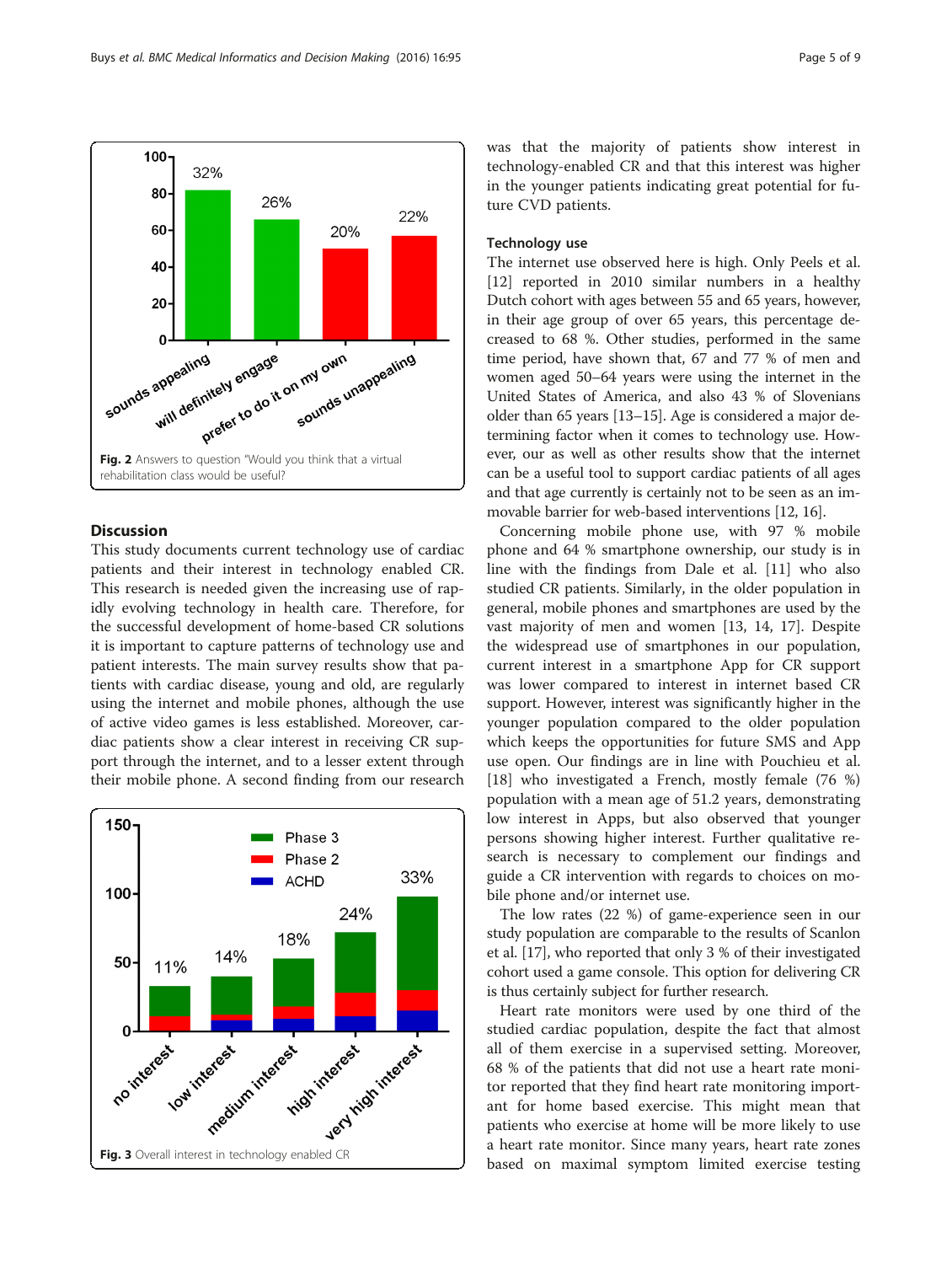Fig. 2 Answers to question "Would you think that a virtual rehabilitation class would be useful?

## Discussion

This study documents current technology use of cardiac patients and their interest in technology enabled CR. This research is needed given the increasing use of rapidly evolving technology in health care. Therefore, for the successful development of home-based CR solutions it is important to capture patterns of technology use and patient interests. The main survey results show that patients with cardiac disease, young and old, are regularly using the internet and mobile phones, although the use of active video games is less established. Moreover, cardiac patients show a clear interest in receiving CR support through the internet, and to a lesser extent through their mobile phone. A second finding from our research was that the majority of patients show interest in technology-enabled CR and that this interest was higher in the younger patients indicating great potential for future CVD patients.

Fig. 3 Overall interest in technology enabled CR

### Technology use

The internet use observed here is high. Only Peels et al. [12] reported in 2010 similar numbers in a healthy Dutch cohort with ages between 55 and 65 years, however, in their age group of over 65 years, this percentage decreased to 68 %. Other studies, performed in the same time period, have shown that, 67 and 77 % of men and women aged 50–64 years were using the internet in the United States of America, and also 43 % of Slovenians older than 65 years [13–15]. Age is considered a major determining factor when it comes to technology use. However, our as well as other results show that the internet can be a useful tool to support cardiac patients of all ages and that age currently is certainly not to be seen as an immovable barrier for web-based interventions [12, 16].

Concerning mobile phone use, with 97 % mobile phone and 64 % smartphone ownership, our study is in line with the findings from Dale et al. [11] who also studied CR patients. Similarly, in the older population in general, mobile phones and smartphones are used by the vast majority of men and women [13, 14, 17]. Despite the widespread use of smartphones in our population, current interest in a smartphone App for CR support was lower compared to interest in internet based CR support. However, interest was significantly higher in the younger population compared to the older population which keeps the opportunities for future SMS and App use open. Our findings are in line with Pouchieu et al. [18] who investigated a French, mostly female (76 %) population with a mean age of 51.2 years, demonstrating low interest in Apps, but also observed that younger persons showing higher interest. Further qualitative research is necessary to complement our findings and guide a CR intervention with regards to choices on mobile phone and/or internet use.

The low rates (22 %) of game-experience seen in our study population are comparable to the results of Scanlon et al. [17], who reported that only 3 % of their investigated cohort used a game console. This option for delivering CR is thus certainly subject for further research.

Heart rate monitors were used by one third of the studied cardiac population, despite the fact that almost all of them exercise in a supervised setting. Moreover, 68 % of the patients that did not use a heart rate monitor reported that they find heart rate monitoring important for home based exercise. This might mean that patients who exercise at home will be more likely to use a heart rate monitor. Since many years, heart rate zones based on maximal symptom limited exercise testing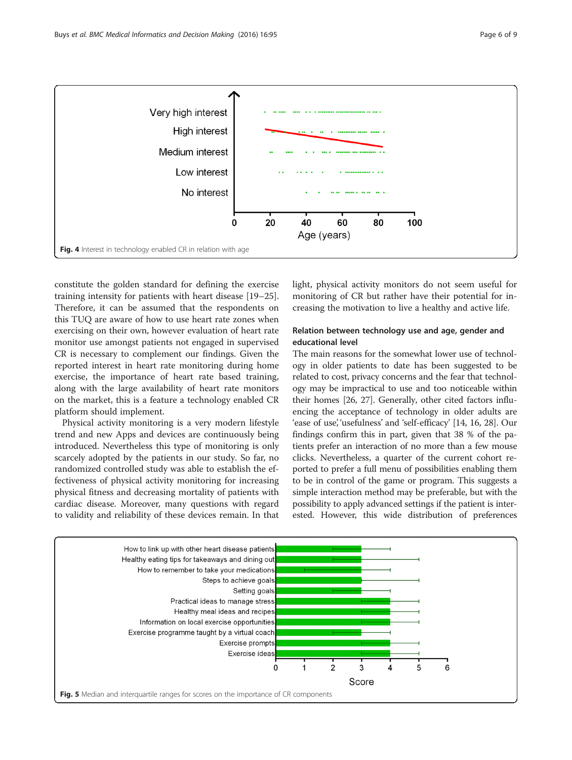Fig. 4 Interest in technology enabled CR in relation with age

constitute the golden standard for defining the exercise training intensity for patients with heart disease [19–25]. Therefore, it can be assumed that the respondents on this TUQ are aware of how to use heart rate zones when exercising on their own, however evaluation of heart rate monitor use amongst patients not engaged in supervised CR is necessary to complement our findings. Given the reported interest in heart rate monitoring during home exercise, the importance of heart rate based training, along with the large availability of heart rate monitors on the market, this is a feature a technology enabled CR platform should implement.

Physical activity monitoring is a very modern lifestyle trend and new Apps and devices are continuously being introduced. Nevertheless this type of monitoring is only scarcely adopted by the patients in our study. So far, no randomized controlled study was able to establish the effectiveness of physical activity monitoring for increasing physical fitness and decreasing mortality of patients with cardiac disease. Moreover, many questions with regard to validity and reliability of these devices remain. In that light, physical activity monitors do not seem useful for monitoring of CR but rather have their potential for increasing the motivation to live a healthy and active life.

### Relation between technology use and age, gender and educational level

The main reasons for the somewhat lower use of technology in older patients to date has been suggested to be related to cost, privacy concerns and the fear that technology may be impractical to use and too noticeable within their homes [26, 27]. Generally, other cited factors influencing the acceptance of technology in older adults are 'ease of use', 'usefulness' and 'self-efficacy' [14, 16, 28]. Our findings confirm this in part, given that 38 % of the patients prefer an interaction of no more than a few mouse clicks. Nevertheless, a quarter of the current cohort reported to prefer a full menu of possibilities enabling them to be in control of the game or program. This suggests a simple interaction method may be preferable, but with the possibility to apply advanced settings if the patient is interested. However, this wide distribution of preferences

Fig. 5 Median and interquartile ranges for scores on the importance of CR components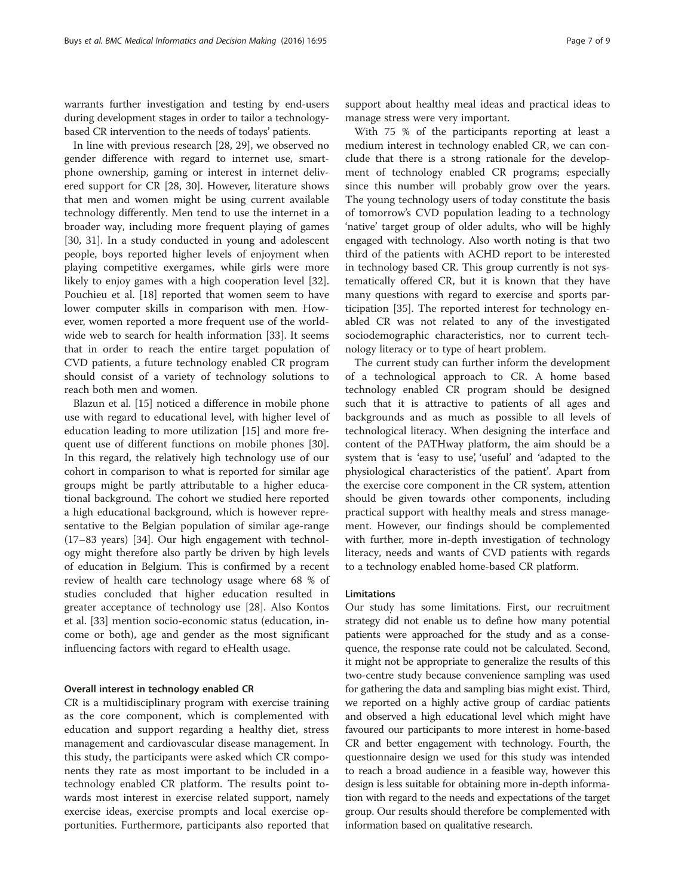warrants further investigation and testing by end-users during development stages in order to tailor a technology-based CR intervention to the needs of todays' patients.

In line with previous research [28, 29], we observed no gender difference with regard to internet use, smartphone ownership, gaming or interest in internet delivered support for CR [28, 30]. However, literature shows that men and women might be using current available technology differently. Men tend to use the internet in a broader way, including more frequent playing of games [30, 31]. In a study conducted in young and adolescent people, boys reported higher levels of enjoyment when playing competitive exergames, while girls were more likely to enjoy games with a high cooperation level [32]. Pouchieu et al. [18] reported that women seem to have lower computer skills in comparison with men. However, women reported a more frequent use of the worldwide web to search for health information [33]. It seems that in order to reach the entire target population of CVD patients, a future technology enabled CR program should consist of a variety of technology solutions to reach both men and women.

Blazun et al. [15] noticed a difference in mobile phone use with regard to educational level, with higher level of education leading to more utilization [15] and more frequent use of different functions on mobile phones [30]. In this regard, the relatively high technology use of our cohort in comparison to what is reported for similar age groups might be partly attributable to a higher educational background. The cohort we studied here reported a high educational background, which is however representative to the Belgian population of similar age-range (17–83 years) [34]. Our high engagement with technology might therefore also partly be driven by high levels of education in Belgium. This is confirmed by a recent review of health care technology usage where 68 % of studies concluded that higher education resulted in greater acceptance of technology use [28]. Also Kontos et al. [33] mention socio-economic status (education, income or both), age and gender as the most significant influencing factors with regard to eHealth usage.

### Overall interest in technology enabled CR

CR is a multidisciplinary program with exercise training as the core component, which is complemented with education and support regarding a healthy diet, stress management and cardiovascular disease management. In this study, the participants were asked which CR components they rate as most important to be included in a technology enabled CR platform. The results point towards most interest in exercise related support, namely exercise ideas, exercise prompts and local exercise opportunities. Furthermore, participants also reported that support about healthy meal ideas and practical ideas to manage stress were very important.

With 75 % of the participants reporting at least a medium interest in technology enabled CR, we can conclude that there is a strong rationale for the development of technology enabled CR programs; especially since this number will probably grow over the years. The young technology users of today constitute the basis of tomorrow's CVD population leading to a technology 'native' target group of older adults, who will be highly engaged with technology. Also worth noting is that two third of the patients with ACHD report to be interested in technology based CR. This group currently is not systematically offered CR, but it is known that they have many questions with regard to exercise and sports participation [35]. The reported interest for technology enabled CR was not related to any of the investigated sociodemographic characteristics, nor to current technology literacy or to type of heart problem.

The current study can further inform the development of a technological approach to CR. A home based technology enabled CR program should be designed such that it is attractive to patients of all ages and backgrounds and as much as possible to all levels of technological literacy. When designing the interface and content of the PATHway platform, the aim should be a system that is 'easy to use', 'useful' and 'adapted to the physiological characteristics of the patient'. Apart from the exercise core component in the CR system, attention should be given towards other components, including practical support with healthy meals and stress management. However, our findings should be complemented with further, more in-depth investigation of technology literacy, needs and wants of CVD patients with regards to a technology enabled home-based CR platform.

### Limitations

Our study has some limitations. First, our recruitment strategy did not enable us to define how many potential patients were approached for the study and as a consequence, the response rate could not be calculated. Second, it might not be appropriate to generalize the results of this two-centre study because convenience sampling was used for gathering the data and sampling bias might exist. Third, we reported on a highly active group of cardiac patients and observed a high educational level which might have favoured our participants to more interest in home-based CR and better engagement with technology. Fourth, the questionnaire design we used for this study was intended to reach a broad audience in a feasible way, however this design is less suitable for obtaining more in-depth information with regard to the needs and expectations of the target group. Our results should therefore be complemented with information based on qualitative research.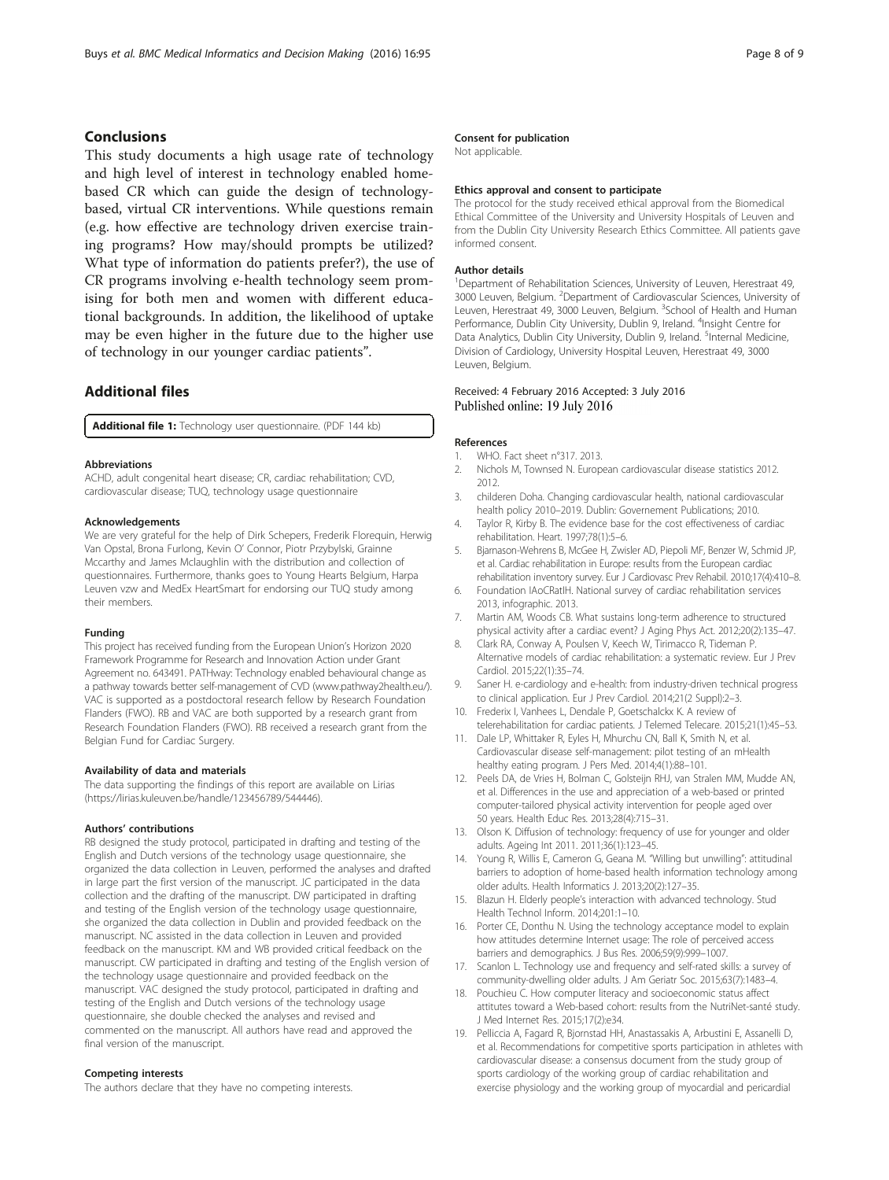## Conclusions

This study documents a high usage rate of technology and high level of interest in technology enabled home-based CR which can guide the design of technology-based, virtual CR interventions. While questions remain (e.g. how effective are technology driven exercise training programs? How may/should prompts be utilized? What type of information do patients prefer?), the use of CR programs involving e-health technology seem promising for both men and women with different educational backgrounds. In addition, the likelihood of uptake may be even higher in the future due to the higher use of technology in our younger cardiac patients".

## Additional files

**Additional file 1:** Technology user questionnaire. (PDF 144 kb)

#### Abbreviations

ACHD, adult congenital heart disease; CR, cardiac rehabilitation; CVD, cardiovascular disease; TUQ, technology usage questionnaire

#### Acknowledgements

We are very grateful for the help of Dirk Schepers, Frederik Florequin, Herwig Van Opstal, Brona Furlong, Kevin O' Connor, Piotr Przybylski, Grainne Mccarthy and James Mclaughlin with the distribution and collection of questionnaires. Furthermore, thanks goes to Young Hearts Belgium, Harpa Leuven vzw and MedEx HeartSmart for endorsing our TUQ study among their members.

#### Funding

This project has received funding from the European Union's Horizon 2020 Framework Programme for Research and Innovation Action under Grant Agreement no. 643491. PATHway: Technology enabled behavioural change as a pathway towards better self-management of CVD (www.pathway2health.eu/). VAC is supported as a postdoctoral research fellow by Research Foundation Flanders (FWO). RB and VAC are both supported by a research grant from Research Foundation Flanders (FWO). RB received a research grant from the Belgian Fund for Cardiac Surgery.

#### Availability of data and materials

The data supporting the findings of this report are available on Lirias (https://lirias.kuleuven.be/handle/123456789/544446).

#### Authors' contributions

RB designed the study protocol, participated in drafting and testing of the English and Dutch versions of the technology usage questionnaire, she organized the data collection in Leuven, performed the analyses and drafted in large part the first version of the manuscript. JC participated in the data collection and the drafting of the manuscript. DW participated in drafting and testing of the English version of the technology usage questionnaire, she organized the data collection in Dublin and provided feedback on the manuscript. NC assisted in the data collection in Leuven and provided feedback on the manuscript. KM and WB provided critical feedback on the manuscript. CW participated in drafting and testing of the English version of the technology usage questionnaire and provided feedback on the manuscript. VAC designed the study protocol, participated in drafting and testing of the English and Dutch versions of the technology usage questionnaire, she double checked the analyses and revised and commented on the manuscript. All authors have read and approved the final version of the manuscript.

#### Competing interests

The authors declare that they have no competing interests.

#### Consent for publication

Not applicable.

#### Ethics approval and consent to participate

The protocol for the study received ethical approval from the Biomedical Ethical Committee of the University and University Hospitals of Leuven and from the Dublin City University Research Ethics Committee. All patients gave informed consent.

#### Author details

[1]Department of Rehabilitation Sciences, University of Leuven, Herestraat 49, 3000 Leuven, Belgium. [2]Department of Cardiovascular Sciences, University of Leuven, Herestraat 49, 3000 Leuven, Belgium. [3]School of Health and Human Performance, Dublin City University, Dublin 9, Ireland. [4]Insight Centre for Data Analytics, Dublin City University, Dublin 9, Ireland. [5]Internal Medicine, Division of Cardiology, University Hospital Leuven, Herestraat 49, 3000 Leuven, Belgium.

Received: 4 February 2016 Accepted: 3 July 2016
Published online: 19 July 2016

#### References

1. WHO. Fact sheet n°317. 2013.
2. Nichols M, Townsed N. European cardiovascular disease statistics 2012. 2012.
3. childeren Doha. Changing cardiovascular health, national cardiovascular health policy 2010–2019. Dublin: Governement Publications; 2010.
4. Taylor R, Kirby B. The evidence base for the cost effectiveness of cardiac rehabilitation. Heart. 1997;78(1):5–6.
5. Bjarnason-Wehrens B, McGee H, Zwisler AD, Piepoli MF, Benzer W, Schmid JP, et al. Cardiac rehabilitation in Europe: results from the European cardiac rehabilitation inventory survey. Eur J Cardiovasc Prev Rehabil. 2010;17(4):410–8.
6. Foundation IAoCRatIH. National survey of cardiac rehabilitation services 2013, infographic. 2013.
7. Martin AM, Woods CB. What sustains long-term adherence to structured physical activity after a cardiac event? J Aging Phys Act. 2012;20(2):135–47.
8. Clark RA, Conway A, Poulsen V, Keech W, Tirimacco R, Tideman P. Alternative models of cardiac rehabilitation: a systematic review. Eur J Prev Cardiol. 2015;22(1):35–74.
9. Saner H. e-cardiology and e-health: from industry-driven technical progress to clinical application. Eur J Prev Cardiol. 2014;21(2 Suppl):2–3.
10. Frederix I, Vanhees L, Dendale P, Goetschalckx K. A review of telerehabilitation for cardiac patients. J Telemed Telecare. 2015;21(1):45–53.
11. Dale LP, Whittaker R, Eyles H, Mhurchu CN, Ball K, Smith N, et al. Cardiovascular disease self-management: pilot testing of an mHealth healthy eating program. J Pers Med. 2014;4(1):88–101.
12. Peels DA, de Vries H, Bolman C, Golsteijn RHJ, van Stralen MM, Mudde AN, et al. Differences in the use and appreciation of a web-based or printed computer-tailored physical activity intervention for people aged over 50 years. Health Educ Res. 2013;28(4):715–31.
13. Olson K. Diffusion of technology: frequency of use for younger and older adults. Ageing Int 2011. 2011;36(1):123–45.
14. Young R, Willis E, Cameron G, Geana M. "Willing but unwilling": attitudinal barriers to adoption of home-based health information technology among older adults. Health Informatics J. 2013;20(2):127–35.
15. Blazun H. Elderly people's interaction with advanced technology. Stud Health Technol Inform. 2014;201:1–10.
16. Porter CE, Donthu N. Using the technology acceptance model to explain how attitudes determine Internet usage: The role of perceived access barriers and demographics. J Bus Res. 2006;59(9):999–1007.
17. Scanlon L. Technology use and frequency and self-rated skills: a survey of community-dwelling older adults. J Am Geriatr Soc. 2015;63(7):1483–4.
18. Pouchieu C. How computer literacy and socioeconomic status affect attitudes toward a Web-based cohort: results from the NutriNet-santé study. J Med Internet Res. 2015;17(2):e34.
19. Pelliccia A, Fagard R, Bjornstad HH, Anastassakis A, Arbustini E, Assanelli D, et al. Recommendations for competitive sports participation in athletes with cardiovascular disease: a consensus document from the study group of sports cardiology of the working group of cardiac rehabilitation and exercise physiology and the working group of myocardial and pericardial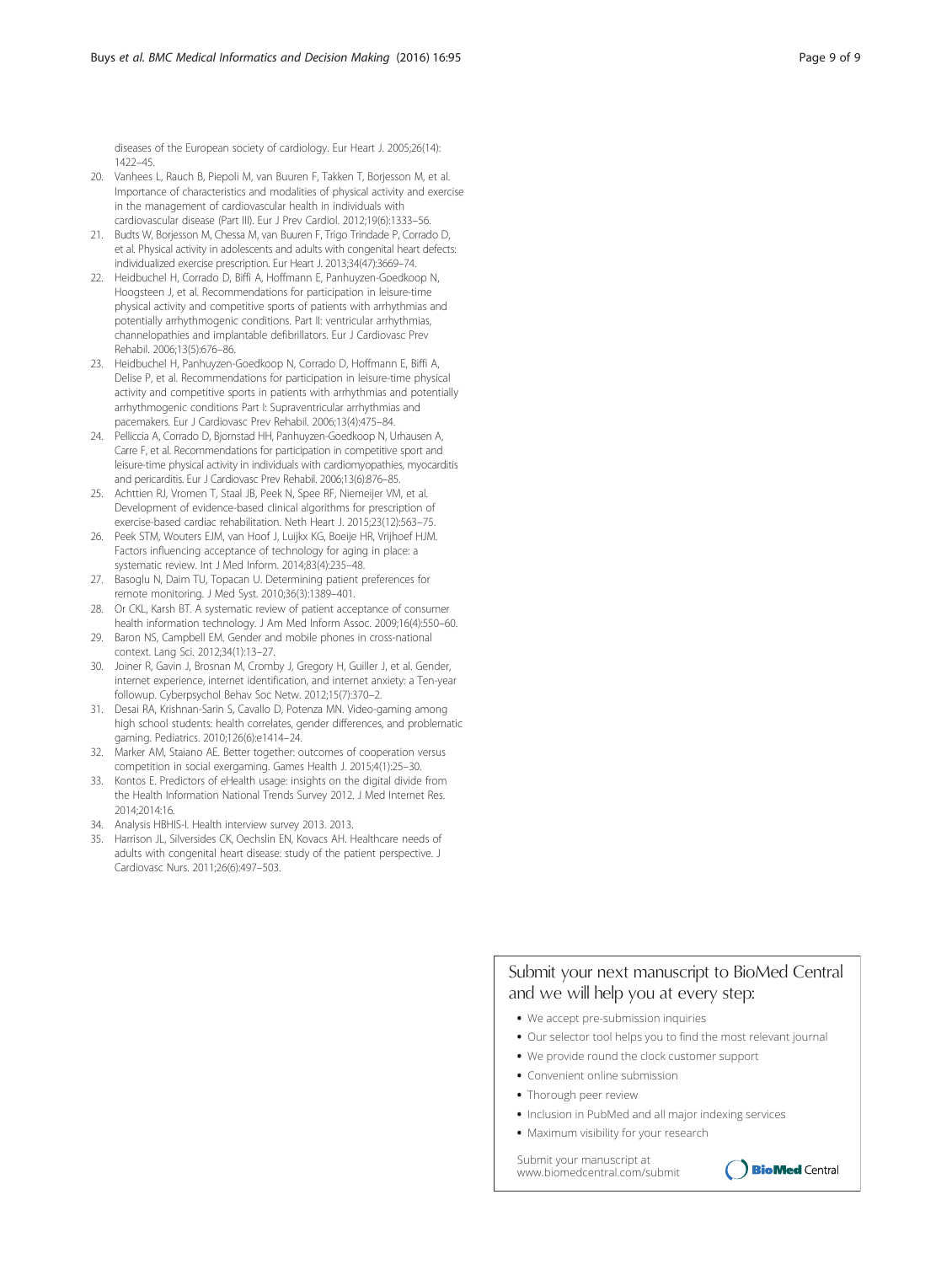diseases of the European society of cardiology. Eur Heart J. 2005;26(14): 1422–45.

20. Vanhees L, Rauch B, Piepoli M, van Buuren F, Takken T, Borjesson M, et al. Importance of characteristics and modalities of physical activity and exercise in the management of cardiovascular health in individuals with cardiovascular disease (Part III). Eur J Prev Cardiol. 2012;19(6):1333–56.
21. Budts W, Borjesson M, Chessa M, van Buuren F, Trigo Trindade P, Corrado D, et al. Physical activity in adolescents and adults with congenital heart defects: individualized exercise prescription. Eur Heart J. 2013;34(47):3669–74.
22. Heidbuchel H, Corrado D, Biffi A, Hoffmann E, Panhuyzen-Goedkoop N, Hoogsteen J, et al. Recommendations for participation in leisure-time physical activity and competitive sports of patients with arrhythmias and potentially arrhythmogenic conditions. Part II: ventricular arrhythmias, channelopathies and implantable defibrillators. Eur J Cardiovasc Prev Rehabil. 2006;13(5):676–86.
23. Heidbuchel H, Panhuyzen-Goedkoop N, Corrado D, Hoffmann E, Biffi A, Delise P, et al. Recommendations for participation in leisure-time physical activity and competitive sports in patients with arrhythmias and potentially arrhythmogenic conditions Part I: Supraventricular arrhythmias and pacemakers. Eur J Cardiovasc Prev Rehabil. 2006;13(4):475–84.
24. Pelliccia A, Corrado D, Bjornstad HH, Panhuyzen-Goedkoop N, Urhausen A, Carre F, et al. Recommendations for participation in competitive sport and leisure-time physical activity in individuals with cardiomyopathies, myocarditis and pericarditis. Eur J Cardiovasc Prev Rehabil. 2006;13(6):876–85.
25. Achttien RJ, Vromen T, Staal JB, Peek N, Spee RF, Niemeijer VM, et al. Development of evidence-based clinical algorithms for prescription of exercise-based cardiac rehabilitation. Neth Heart J. 2015;23(12):563–75.
26. Peek STM, Wouters EJM, van Hoof J, Luijkx KG, Boeije HR, Vrijhoef HJM. Factors influencing acceptance of technology for aging in place: a systematic review. Int J Med Inform. 2014;83(4):235–48.
27. Basoglu N, Daim TU, Topacan U. Determining patient preferences for remote monitoring. J Med Syst. 2010;36(3):1389–401.
28. Or CKL, Karsh BT. A systematic review of patient acceptance of consumer health information technology. J Am Med Inform Assoc. 2009;16(4):550–60.
29. Baron NS, Campbell EM. Gender and mobile phones in cross-national context. Lang Sci. 2012;34(1):13–27.
30. Joiner R, Gavin J, Brosnan M, Cromby J, Gregory H, Guiller J, et al. Gender, internet experience, internet identification, and internet anxiety: a Ten-year followup. Cyberpsychol Behav Soc Netw. 2012;15(7):370–2.
31. Desai RA, Krishnan-Sarin S, Cavallo D, Potenza MN. Video-gaming among high school students: health correlates, gender differences, and problematic gaming. Pediatrics. 2010;126(6):e1414–24.
32. Marker AM, Staiano AE. Better together: outcomes of cooperation versus competition in social exergaming. Games Health J. 2015;4(1):25–30.
33. Kontos E. Predictors of eHealth usage: insights on the digital divide from the Health Information National Trends Survey 2012. J Med Internet Res. 2014;2014:16.
34. Analysis HBHIS-I. Health interview survey 2013. 2013.
35. Harrison JL, Silversides CK, Oechslin EN, Kovacs AH. Healthcare needs of adults with congenital heart disease: study of the patient perspective. J Cardiovasc Nurs. 2011;26(6):497–503.

Submit your next manuscript to BioMed Central and we will help you at every step:

- We accept pre-submission inquiries
- Our selector tool helps you to find the most relevant journal
- We provide round the clock customer support
- Convenient online submission
- Thorough peer review
- Inclusion in PubMed and all major indexing services
- Maximum visibility for your research

Submit your manuscript at www.biomedcentral.com/submit

BioMed Central